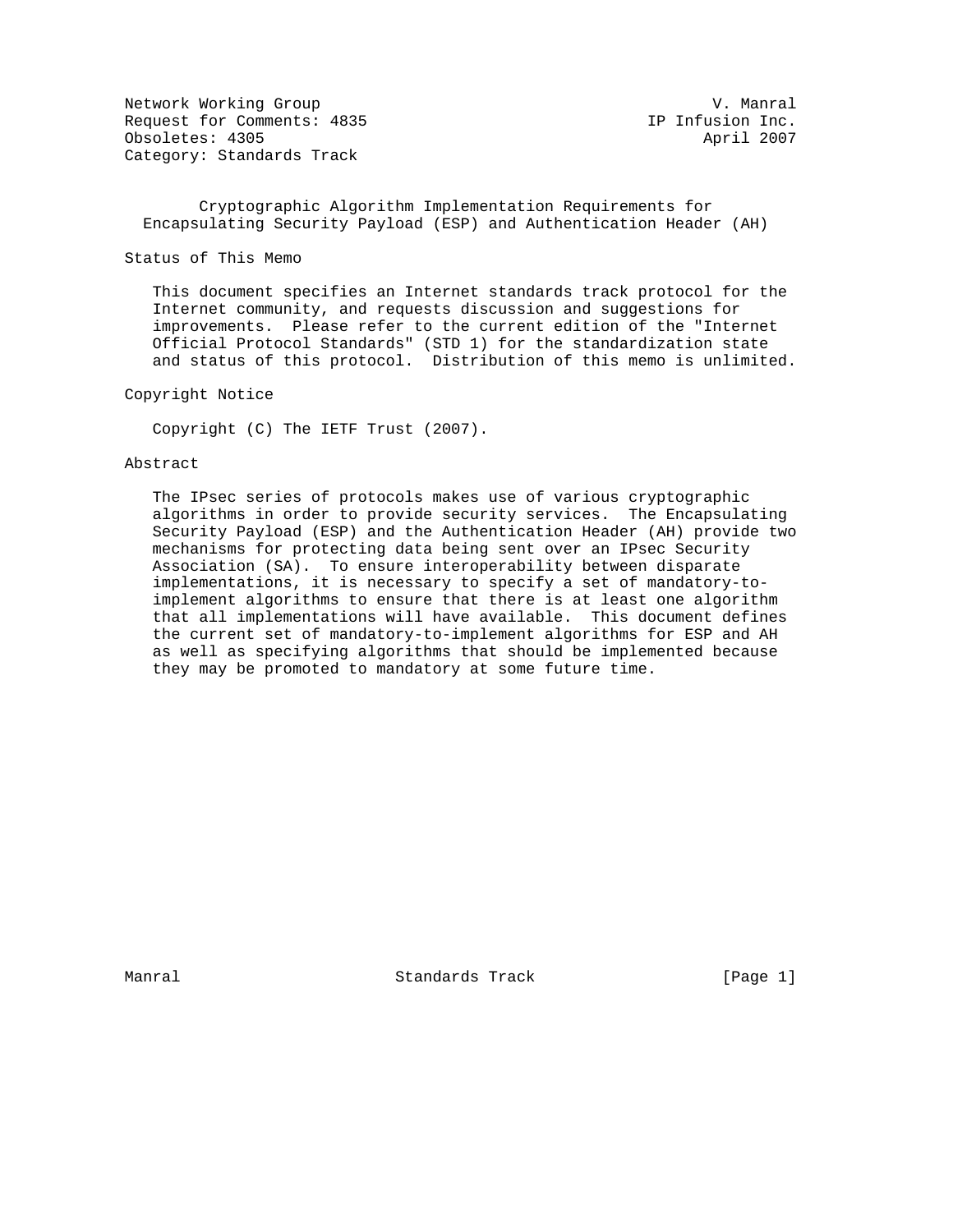Network Working Group V. Manral
Request for Comments: 4835 IP Infusion Inc.
Obsoletes: 4305 April 2007
Category: Standards Track

# Cryptographic Algorithm Implementation Requirements for Encapsulating Security Payload (ESP) and Authentication Header (AH)

## Status of This Memo

This document specifies an Internet standards track protocol for the Internet community, and requests discussion and suggestions for improvements. Please refer to the current edition of the "Internet Official Protocol Standards" (STD 1) for the standardization state and status of this protocol. Distribution of this memo is unlimited.

## Copyright Notice

Copyright (C) The IETF Trust (2007).

## Abstract

The IPsec series of protocols makes use of various cryptographic algorithms in order to provide security services. The Encapsulating Security Payload (ESP) and the Authentication Header (AH) provide two mechanisms for protecting data being sent over an IPsec Security Association (SA). To ensure interoperability between disparate implementations, it is necessary to specify a set of mandatory-to-implement algorithms to ensure that there is at least one algorithm that all implementations will have available. This document defines the current set of mandatory-to-implement algorithms for ESP and AH as well as specifying algorithms that should be implemented because they may be promoted to mandatory at some future time.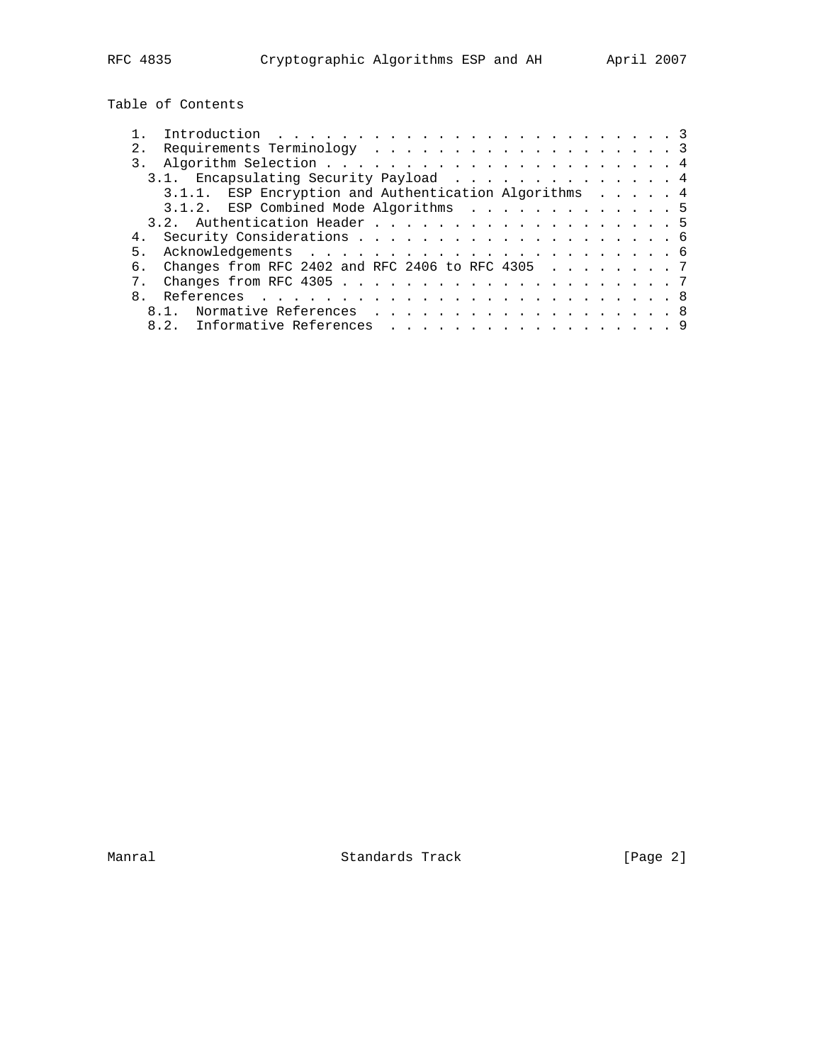## Table of Contents

1. Introduction . . . . . . . . . . . . . . . . . . . . . . . . . 3
2. Requirements Terminology . . . . . . . . . . . . . . . . . . . 3
3. Algorithm Selection . . . . . . . . . . . . . . . . . . . . . . 4
   - 3.1. Encapsulating Security Payload . . . . . . . . . . . . . 4
     - 3.1.1. ESP Encryption and Authentication Algorithms . . . . . 4
     - 3.1.2. ESP Combined Mode Algorithms . . . . . . . . . . . . . 5
   - 3.2. Authentication Header . . . . . . . . . . . . . . . . . . . 5
4. Security Considerations . . . . . . . . . . . . . . . . . . . . 6
5. Acknowledgements . . . . . . . . . . . . . . . . . . . . . . . 6
6. Changes from RFC 2402 and RFC 2406 to RFC 4305 . . . . . . . . 7
7. Changes from RFC 4305 . . . . . . . . . . . . . . . . . . . . . 7
8. References . . . . . . . . . . . . . . . . . . . . . . . . . . 8
   - 8.1. Normative References . . . . . . . . . . . . . . . . . . . 8
   - 8.2. Informative References . . . . . . . . . . . . . . . . . . 9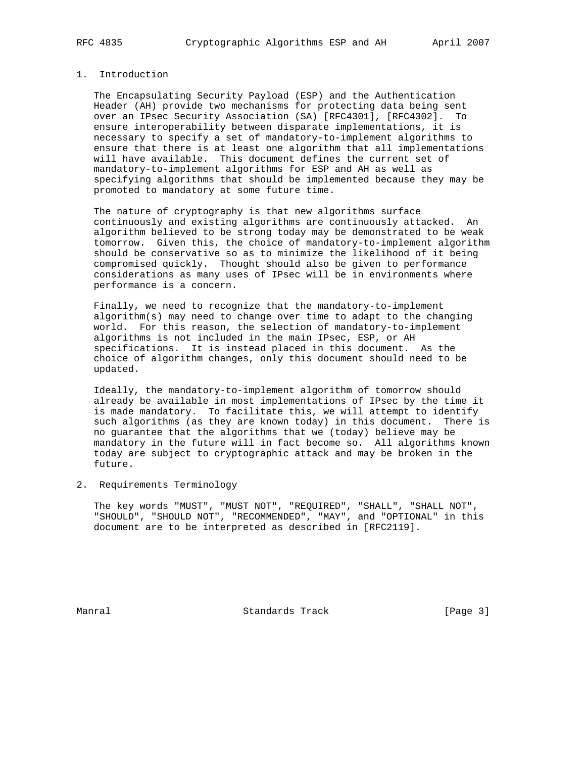## 1. Introduction

The Encapsulating Security Payload (ESP) and the Authentication Header (AH) provide two mechanisms for protecting data being sent over an IPsec Security Association (SA) [RFC4301], [RFC4302]. To ensure interoperability between disparate implementations, it is necessary to specify a set of mandatory-to-implement algorithms to ensure that there is at least one algorithm that all implementations will have available. This document defines the current set of mandatory-to-implement algorithms for ESP and AH as well as specifying algorithms that should be implemented because they may be promoted to mandatory at some future time.

The nature of cryptography is that new algorithms surface continuously and existing algorithms are continuously attacked. An algorithm believed to be strong today may be demonstrated to be weak tomorrow. Given this, the choice of mandatory-to-implement algorithm should be conservative so as to minimize the likelihood of it being compromised quickly. Thought should also be given to performance considerations as many uses of IPsec will be in environments where performance is a concern.

Finally, we need to recognize that the mandatory-to-implement algorithm(s) may need to change over time to adapt to the changing world. For this reason, the selection of mandatory-to-implement algorithms is not included in the main IPsec, ESP, or AH specifications. It is instead placed in this document. As the choice of algorithm changes, only this document should need to be updated.

Ideally, the mandatory-to-implement algorithm of tomorrow should already be available in most implementations of IPsec by the time it is made mandatory. To facilitate this, we will attempt to identify such algorithms (as they are known today) in this document. There is no guarantee that the algorithms that we (today) believe may be mandatory in the future will in fact become so. All algorithms known today are subject to cryptographic attack and may be broken in the future.

## 2. Requirements Terminology

The key words "MUST", "MUST NOT", "REQUIRED", "SHALL", "SHALL NOT", "SHOULD", "SHOULD NOT", "RECOMMENDED", "MAY", and "OPTIONAL" in this document are to be interpreted as described in [RFC2119].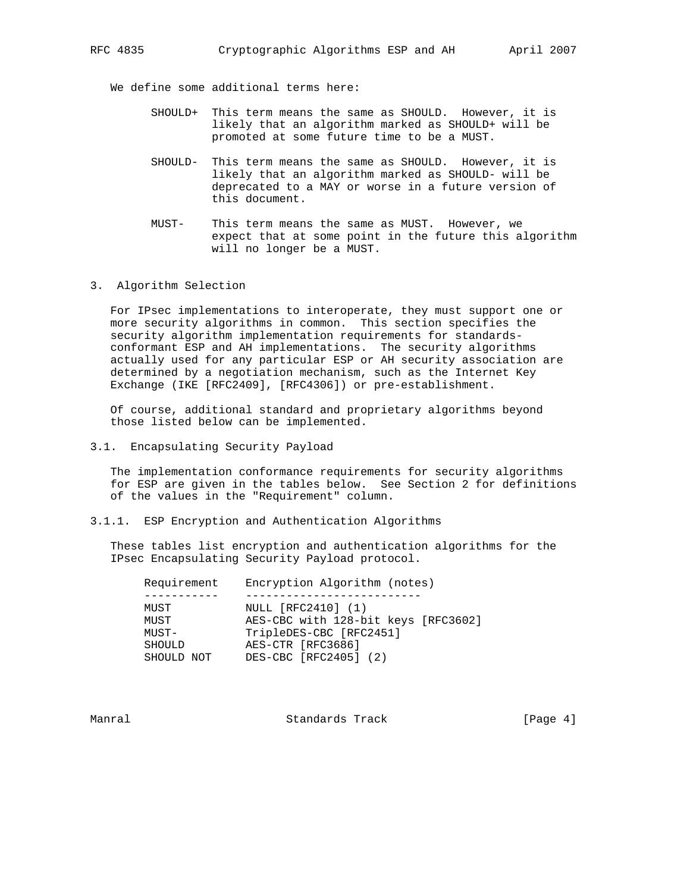We define some additional terms here:

- SHOULD+ This term means the same as SHOULD. However, it is likely that an algorithm marked as SHOULD+ will be promoted at some future time to be a MUST.

- SHOULD- This term means the same as SHOULD. However, it is likely that an algorithm marked as SHOULD- will be deprecated to a MAY or worse in a future version of this document.

- MUST- This term means the same as MUST. However, we expect that at some point in the future this algorithm will no longer be a MUST.

## 3. Algorithm Selection

For IPsec implementations to interoperate, they must support one or more security algorithms in common. This section specifies the security algorithm implementation requirements for standards-conformant ESP and AH implementations. The security algorithms actually used for any particular ESP or AH security association are determined by a negotiation mechanism, such as the Internet Key Exchange (IKE [RFC2409], [RFC4306]) or pre-establishment.

Of course, additional standard and proprietary algorithms beyond those listed below can be implemented.

### 3.1. Encapsulating Security Payload

The implementation conformance requirements for security algorithms for ESP are given in the tables below. See Section 2 for definitions of the values in the "Requirement" column.

#### 3.1.1. ESP Encryption and Authentication Algorithms

These tables list encryption and authentication algorithms for the IPsec Encapsulating Security Payload protocol.

| Requirement | Encryption Algorithm (notes) |
|---|---|
| MUST | NULL [RFC2410] (1) |
| MUST | AES-CBC with 128-bit keys [RFC3602] |
| MUST- | TripleDES-CBC [RFC2451] |
| SHOULD | AES-CTR [RFC3686] |
| SHOULD NOT | DES-CBC [RFC2405] (2) |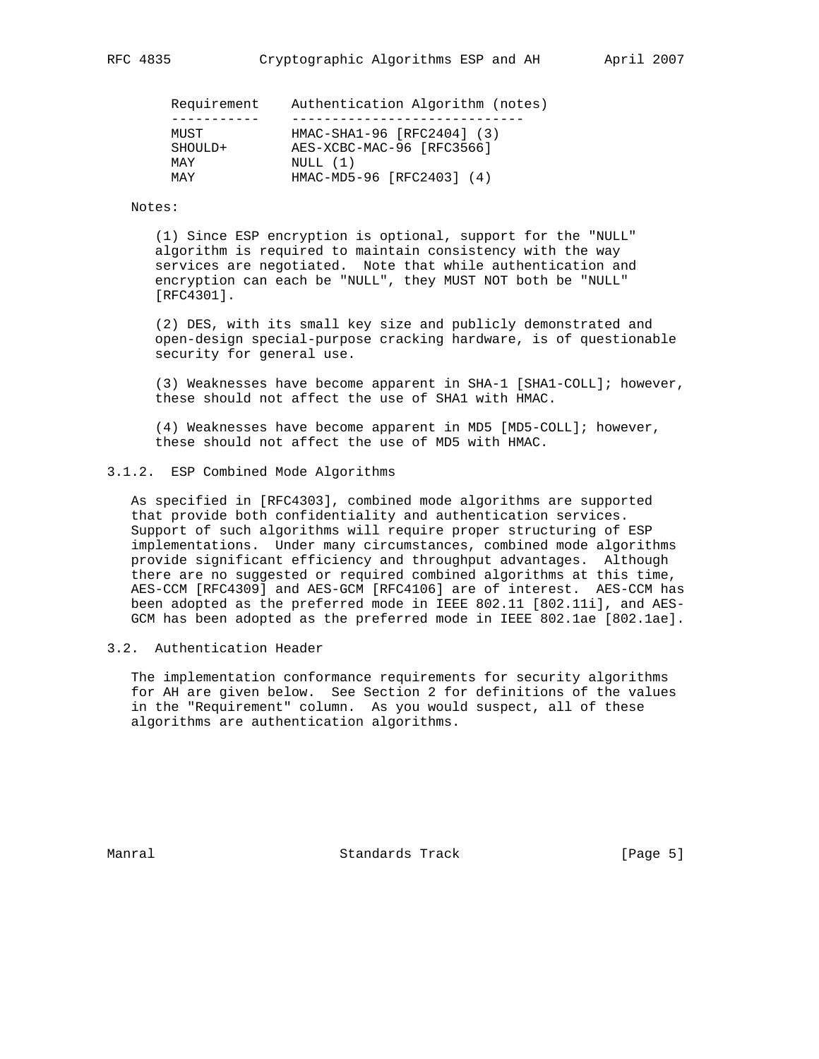| Requirement | Authentication Algorithm (notes) |
| --- | --- |
| MUST | HMAC-SHA1-96 [RFC2404] (3) |
| SHOULD+ | AES-XCBC-MAC-96 [RFC3566] |
| MAY | NULL (1) |
| MAY | HMAC-MD5-96 [RFC2403] (4) |

Notes:

(1) Since ESP encryption is optional, support for the "NULL" algorithm is required to maintain consistency with the way services are negotiated. Note that while authentication and encryption can each be "NULL", they MUST NOT both be "NULL" [RFC4301].

(2) DES, with its small key size and publicly demonstrated and open-design special-purpose cracking hardware, is of questionable security for general use.

(3) Weaknesses have become apparent in SHA-1 [SHA1-COLL]; however, these should not affect the use of SHA1 with HMAC.

(4) Weaknesses have become apparent in MD5 [MD5-COLL]; however, these should not affect the use of MD5 with HMAC.

### 3.1.2. ESP Combined Mode Algorithms

As specified in [RFC4303], combined mode algorithms are supported that provide both confidentiality and authentication services. Support of such algorithms will require proper structuring of ESP implementations. Under many circumstances, combined mode algorithms provide significant efficiency and throughput advantages. Although there are no suggested or required combined algorithms at this time, AES-CCM [RFC4309] and AES-GCM [RFC4106] are of interest. AES-CCM has been adopted as the preferred mode in IEEE 802.11 [802.11i], and AES-GCM has been adopted as the preferred mode in IEEE 802.1ae [802.1ae].

## 3.2. Authentication Header

The implementation conformance requirements for security algorithms for AH are given below. See Section 2 for definitions of the values in the "Requirement" column. As you would suspect, all of these algorithms are authentication algorithms.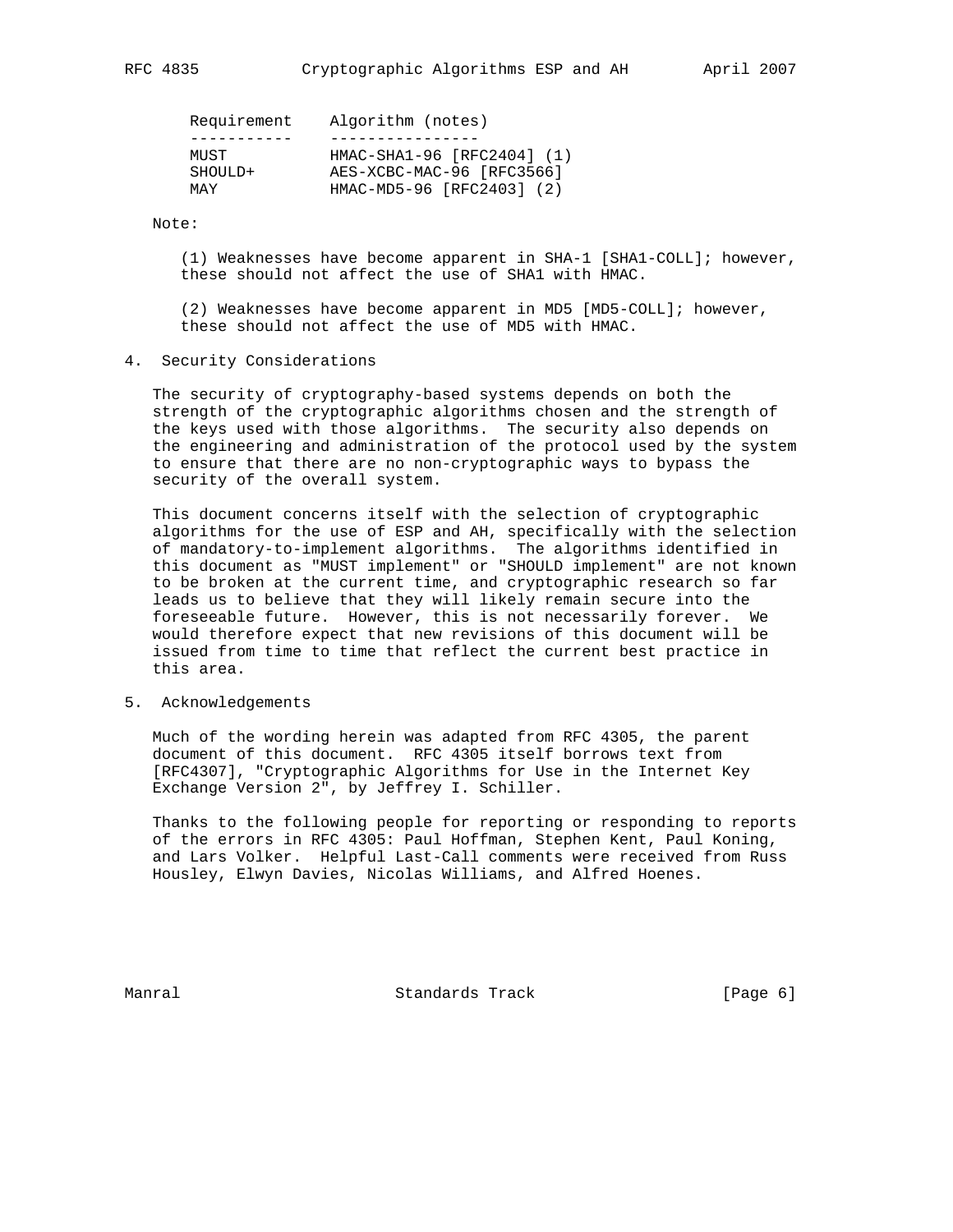| Requirement | Algorithm (notes) |
| --- | --- |
| MUST | HMAC-SHA1-96 [RFC2404] (1) |
| SHOULD+ | AES-XCBC-MAC-96 [RFC3566] |
| MAY | HMAC-MD5-96 [RFC2403] (2) |

Note:

(1) Weaknesses have become apparent in SHA-1 [SHA1-COLL]; however, these should not affect the use of SHA1 with HMAC.

(2) Weaknesses have become apparent in MD5 [MD5-COLL]; however, these should not affect the use of MD5 with HMAC.

## 4. Security Considerations

The security of cryptography-based systems depends on both the strength of the cryptographic algorithms chosen and the strength of the keys used with those algorithms. The security also depends on the engineering and administration of the protocol used by the system to ensure that there are no non-cryptographic ways to bypass the security of the overall system.

This document concerns itself with the selection of cryptographic algorithms for the use of ESP and AH, specifically with the selection of mandatory-to-implement algorithms. The algorithms identified in this document as "MUST implement" or "SHOULD implement" are not known to be broken at the current time, and cryptographic research so far leads us to believe that they will likely remain secure into the foreseeable future. However, this is not necessarily forever. We would therefore expect that new revisions of this document will be issued from time to time that reflect the current best practice in this area.

## 5. Acknowledgements

Much of the wording herein was adapted from RFC 4305, the parent document of this document. RFC 4305 itself borrows text from [RFC4307], "Cryptographic Algorithms for Use in the Internet Key Exchange Version 2", by Jeffrey I. Schiller.

Thanks to the following people for reporting or responding to reports of the errors in RFC 4305: Paul Hoffman, Stephen Kent, Paul Koning, and Lars Volker. Helpful Last-Call comments were received from Russ Housley, Elwyn Davies, Nicolas Williams, and Alfred Hoenes.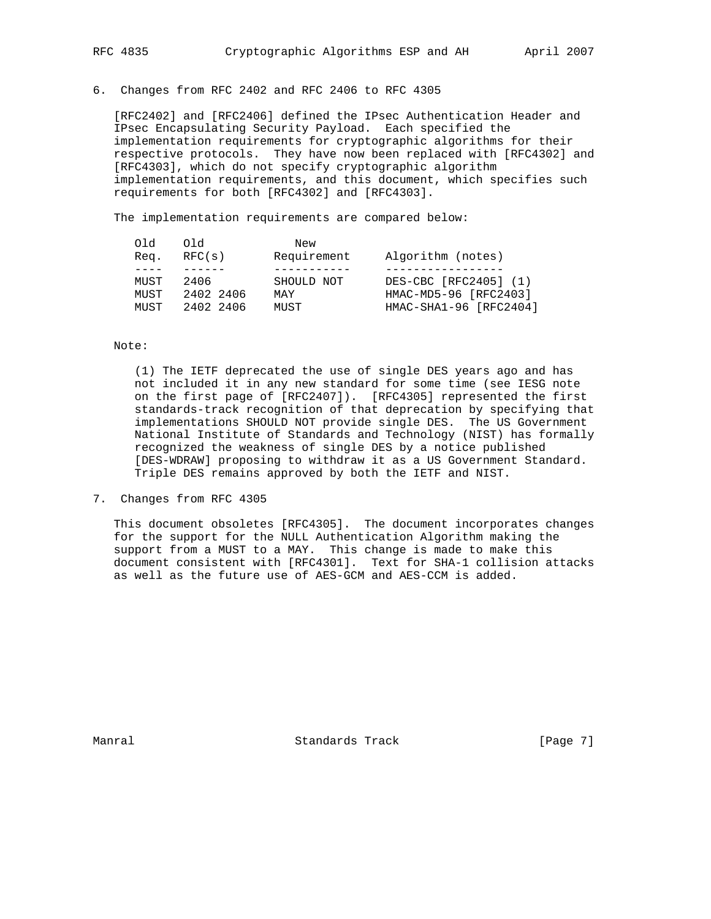## 6. Changes from RFC 2402 and RFC 2406 to RFC 4305

[RFC2402] and [RFC2406] defined the IPsec Authentication Header and IPsec Encapsulating Security Payload. Each specified the implementation requirements for cryptographic algorithms for their respective protocols. They have now been replaced with [RFC4302] and [RFC4303], which do not specify cryptographic algorithm implementation requirements, and this document, which specifies such requirements for both [RFC4302] and [RFC4303].

The implementation requirements are compared below:

| Old Req. | Old RFC(s) | New Requirement | Algorithm (notes) |
|---|---|---|---|
| MUST | 2406 | SHOULD NOT | DES-CBC [RFC2405] (1) |
| MUST | 2402 2406 | MAY | HMAC-MD5-96 [RFC2403] |
| MUST | 2402 2406 | MUST | HMAC-SHA1-96 [RFC2404] |

Note:

(1) The IETF deprecated the use of single DES years ago and has not included it in any new standard for some time (see IESG note on the first page of [RFC2407]). [RFC4305] represented the first standards-track recognition of that deprecation by specifying that implementations SHOULD NOT provide single DES. The US Government National Institute of Standards and Technology (NIST) has formally recognized the weakness of single DES by a notice published [DES-WDRAW] proposing to withdraw it as a US Government Standard. Triple DES remains approved by both the IETF and NIST.

## 7. Changes from RFC 4305

This document obsoletes [RFC4305]. The document incorporates changes for the support for the NULL Authentication Algorithm making the support from a MUST to a MAY. This change is made to make this document consistent with [RFC4301]. Text for SHA-1 collision attacks as well as the future use of AES-GCM and AES-CCM is added.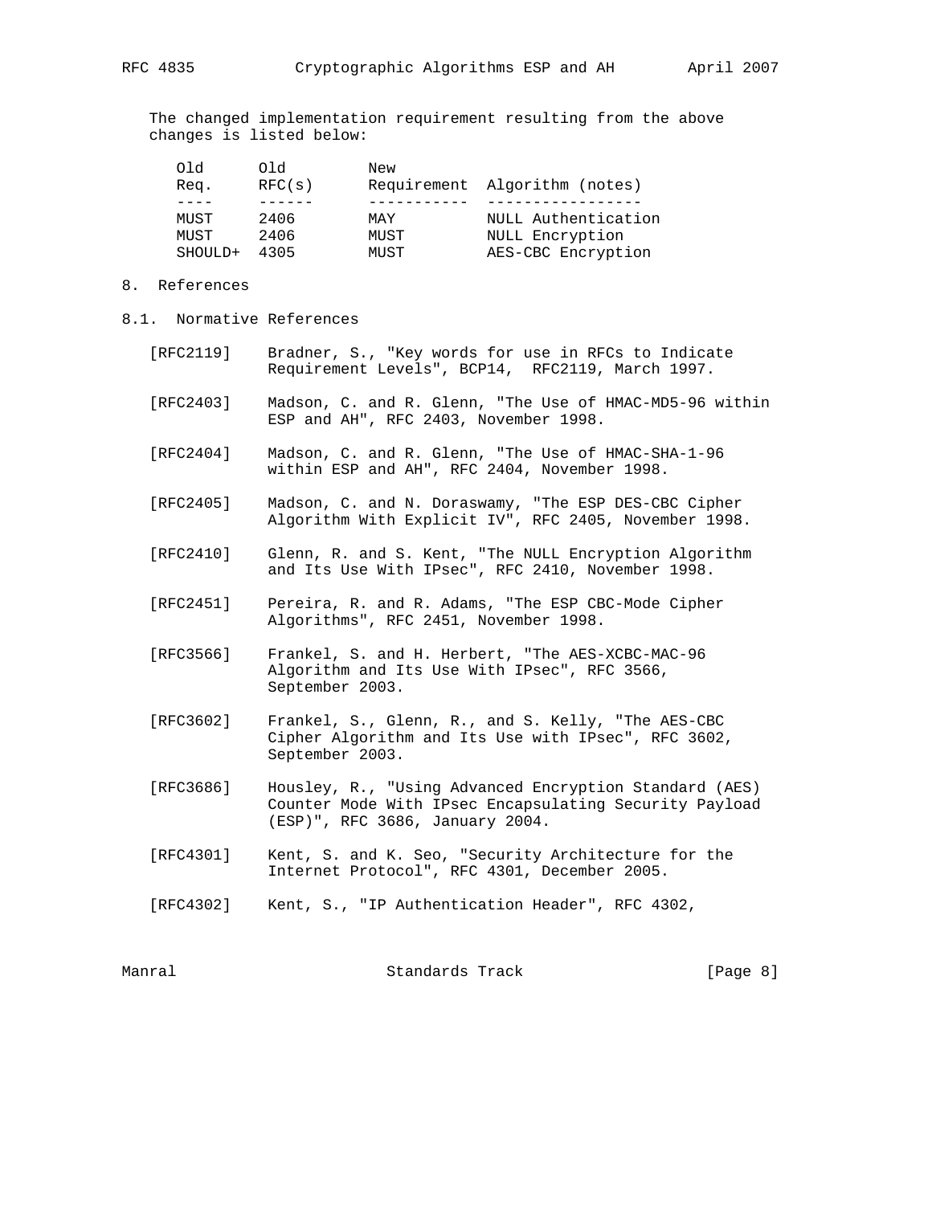The changed implementation requirement resulting from the above changes is listed below:

| Old Req. | Old RFC(s) | New Requirement | Algorithm (notes) |
| --- | --- | --- | --- |
| MUST | 2406 | MAY | NULL Authentication |
| MUST | 2406 | MUST | NULL Encryption |
| SHOULD+ | 4305 | MUST | AES-CBC Encryption |

## 8. References

### 8.1. Normative References

[RFC2119] Bradner, S., "Key words for use in RFCs to Indicate Requirement Levels", BCP14, RFC2119, March 1997.

[RFC2403] Madson, C. and R. Glenn, "The Use of HMAC-MD5-96 within ESP and AH", RFC 2403, November 1998.

[RFC2404] Madson, C. and R. Glenn, "The Use of HMAC-SHA-1-96 within ESP and AH", RFC 2404, November 1998.

[RFC2405] Madson, C. and N. Doraswamy, "The ESP DES-CBC Cipher Algorithm With Explicit IV", RFC 2405, November 1998.

[RFC2410] Glenn, R. and S. Kent, "The NULL Encryption Algorithm and Its Use With IPsec", RFC 2410, November 1998.

[RFC2451] Pereira, R. and R. Adams, "The ESP CBC-Mode Cipher Algorithms", RFC 2451, November 1998.

[RFC3566] Frankel, S. and H. Herbert, "The AES-XCBC-MAC-96 Algorithm and Its Use With IPsec", RFC 3566, September 2003.

[RFC3602] Frankel, S., Glenn, R., and S. Kelly, "The AES-CBC Cipher Algorithm and Its Use with IPsec", RFC 3602, September 2003.

[RFC3686] Housley, R., "Using Advanced Encryption Standard (AES) Counter Mode With IPsec Encapsulating Security Payload (ESP)", RFC 3686, January 2004.

[RFC4301] Kent, S. and K. Seo, "Security Architecture for the Internet Protocol", RFC 4301, December 2005.

[RFC4302] Kent, S., "IP Authentication Header", RFC 4302,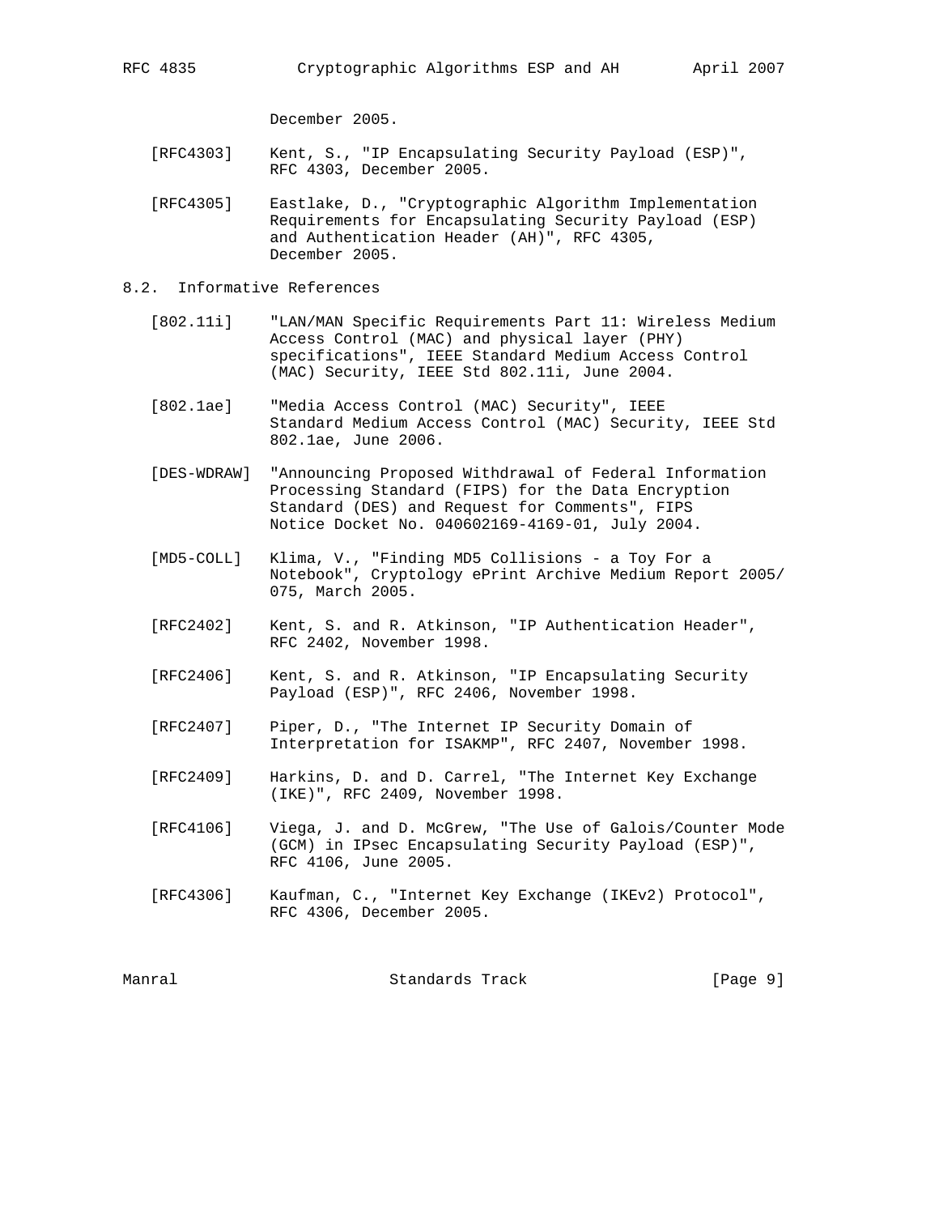December 2005.

[RFC4303] Kent, S., "IP Encapsulating Security Payload (ESP)", RFC 4303, December 2005.

[RFC4305] Eastlake, D., "Cryptographic Algorithm Implementation Requirements for Encapsulating Security Payload (ESP) and Authentication Header (AH)", RFC 4305, December 2005.

## 8.2. Informative References

[802.11i] "LAN/MAN Specific Requirements Part 11: Wireless Medium Access Control (MAC) and physical layer (PHY) specifications", IEEE Standard Medium Access Control (MAC) Security, IEEE Std 802.11i, June 2004.

[802.1ae] "Media Access Control (MAC) Security", IEEE Standard Medium Access Control (MAC) Security, IEEE Std 802.1ae, June 2006.

[DES-WDRAW] "Announcing Proposed Withdrawal of Federal Information Processing Standard (FIPS) for the Data Encryption Standard (DES) and Request for Comments", FIPS Notice Docket No. 040602169-4169-01, July 2004.

[MD5-COLL] Klima, V., "Finding MD5 Collisions - a Toy For a Notebook", Cryptology ePrint Archive Medium Report 2005/075, March 2005.

[RFC2402] Kent, S. and R. Atkinson, "IP Authentication Header", RFC 2402, November 1998.

[RFC2406] Kent, S. and R. Atkinson, "IP Encapsulating Security Payload (ESP)", RFC 2406, November 1998.

[RFC2407] Piper, D., "The Internet IP Security Domain of Interpretation for ISAKMP", RFC 2407, November 1998.

[RFC2409] Harkins, D. and D. Carrel, "The Internet Key Exchange (IKE)", RFC 2409, November 1998.

[RFC4106] Viega, J. and D. McGrew, "The Use of Galois/Counter Mode (GCM) in IPsec Encapsulating Security Payload (ESP)", RFC 4106, June 2005.

[RFC4306] Kaufman, C., "Internet Key Exchange (IKEv2) Protocol", RFC 4306, December 2005.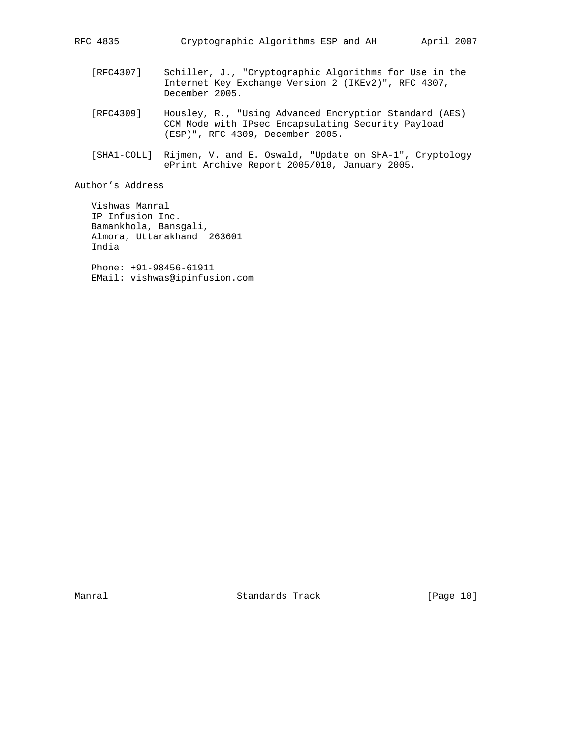[RFC4307] Schiller, J., "Cryptographic Algorithms for Use in the Internet Key Exchange Version 2 (IKEv2)", RFC 4307, December 2005.

[RFC4309] Housley, R., "Using Advanced Encryption Standard (AES) CCM Mode with IPsec Encapsulating Security Payload (ESP)", RFC 4309, December 2005.

[SHA1-COLL] Rijmen, V. and E. Oswald, "Update on SHA-1", Cryptology ePrint Archive Report 2005/010, January 2005.

## Author's Address

Vishwas Manral
IP Infusion Inc.
Bamankhola, Bansgali,
Almora, Uttarakhand 263601
India

Phone: +91-98456-61911
EMail: vishwas@ipinfusion.com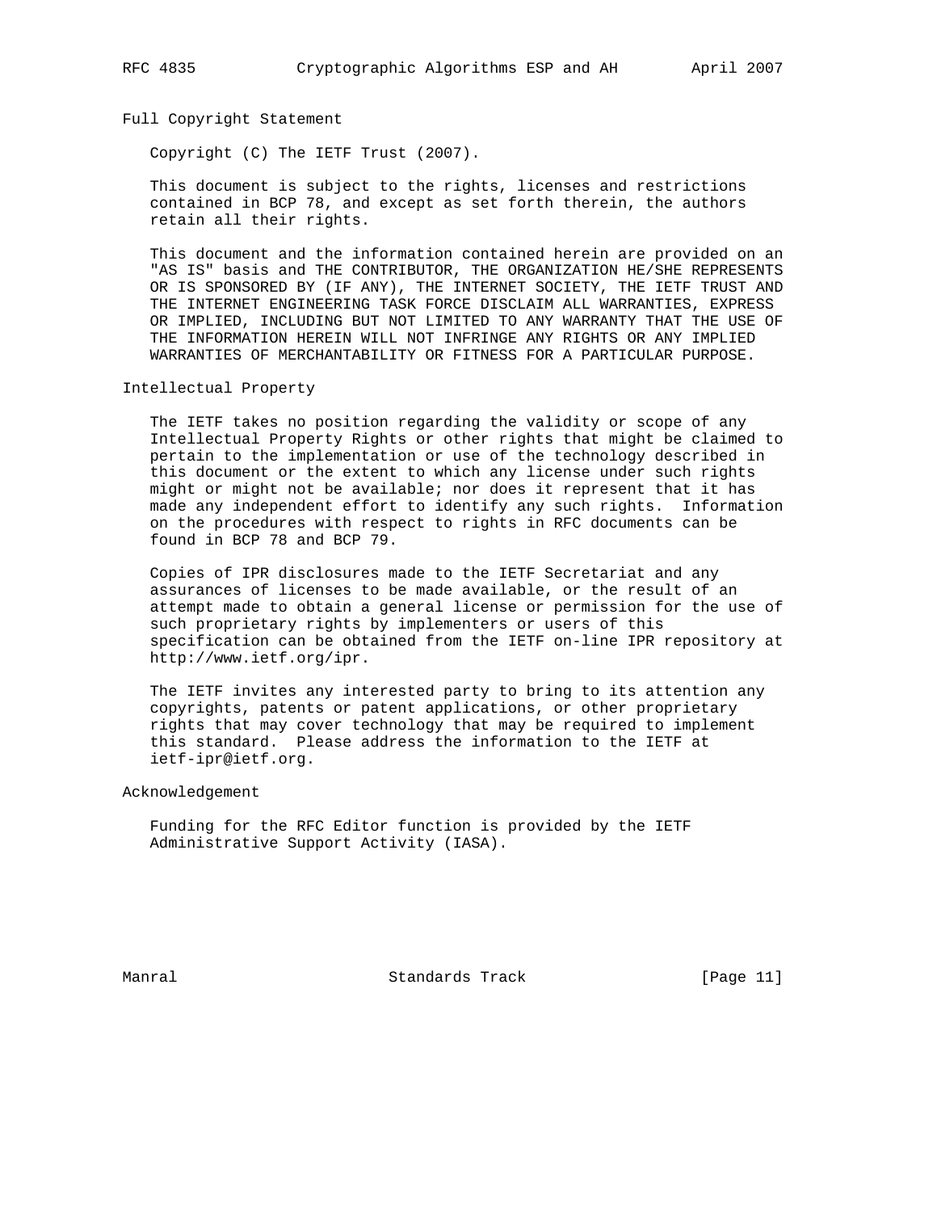## Full Copyright Statement

Copyright (C) The IETF Trust (2007).

This document is subject to the rights, licenses and restrictions contained in BCP 78, and except as set forth therein, the authors retain all their rights.

This document and the information contained herein are provided on an "AS IS" basis and THE CONTRIBUTOR, THE ORGANIZATION HE/SHE REPRESENTS OR IS SPONSORED BY (IF ANY), THE INTERNET SOCIETY, THE IETF TRUST AND THE INTERNET ENGINEERING TASK FORCE DISCLAIM ALL WARRANTIES, EXPRESS OR IMPLIED, INCLUDING BUT NOT LIMITED TO ANY WARRANTY THAT THE USE OF THE INFORMATION HEREIN WILL NOT INFRINGE ANY RIGHTS OR ANY IMPLIED WARRANTIES OF MERCHANTABILITY OR FITNESS FOR A PARTICULAR PURPOSE.

## Intellectual Property

The IETF takes no position regarding the validity or scope of any Intellectual Property Rights or other rights that might be claimed to pertain to the implementation or use of the technology described in this document or the extent to which any license under such rights might or might not be available; nor does it represent that it has made any independent effort to identify any such rights. Information on the procedures with respect to rights in RFC documents can be found in BCP 78 and BCP 79.

Copies of IPR disclosures made to the IETF Secretariat and any assurances of licenses to be made available, or the result of an attempt made to obtain a general license or permission for the use of such proprietary rights by implementers or users of this specification can be obtained from the IETF on-line IPR repository at http://www.ietf.org/ipr.

The IETF invites any interested party to bring to its attention any copyrights, patents or patent applications, or other proprietary rights that may cover technology that may be required to implement this standard. Please address the information to the IETF at ietf-ipr@ietf.org.

## Acknowledgement

Funding for the RFC Editor function is provided by the IETF Administrative Support Activity (IASA).